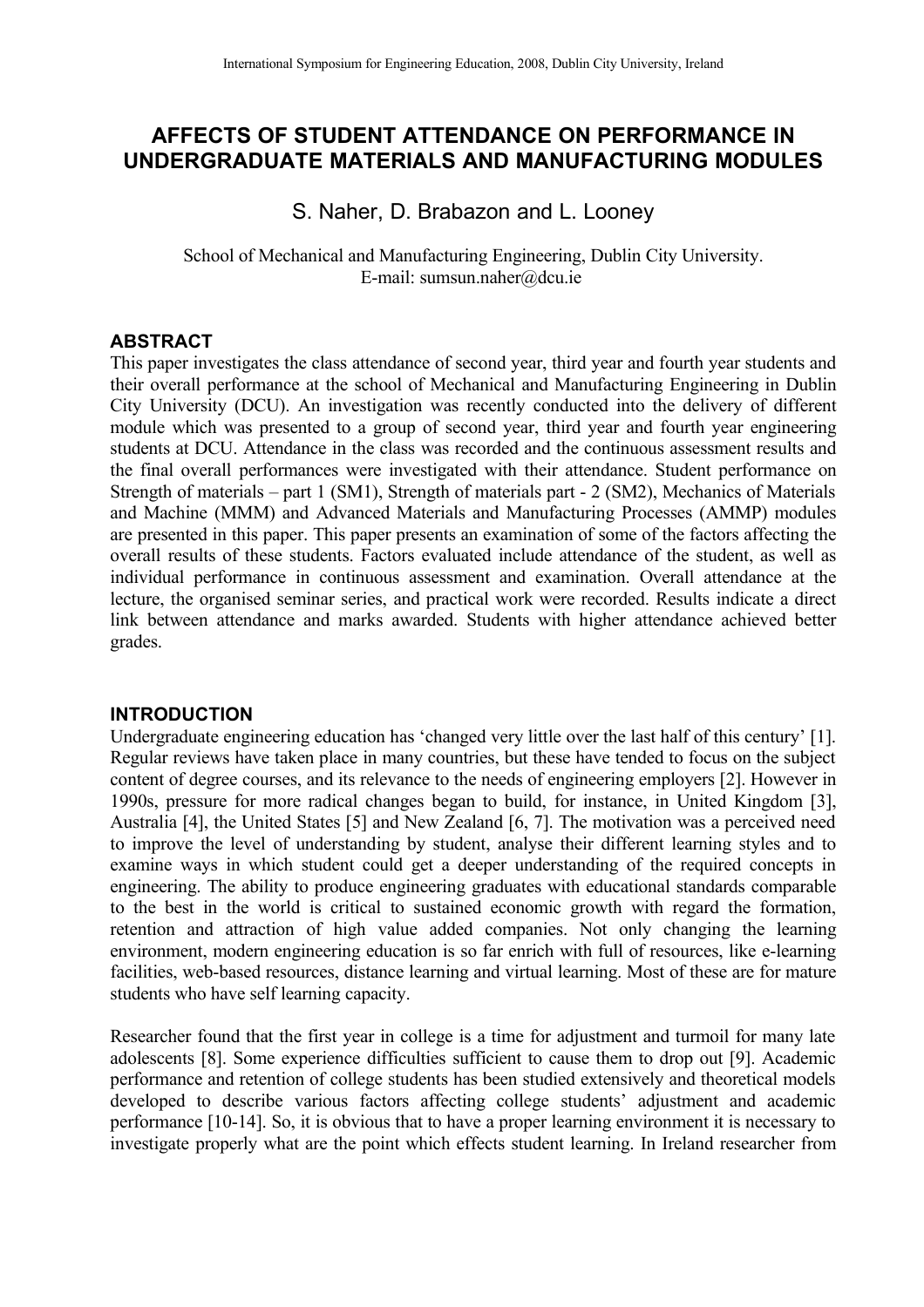# AFFECTS OF STUDENT ATTENDANCE ON PERFORMANCE IN UNDERGRADUATE MATERIALS AND MANUFACTURING MODULES

S. Naher, D. Brabazon and L. Looney

School of Mechanical and Manufacturing Engineering, Dublin City University.
E-mail: sumsun.naher@dcu.ie

## ABSTRACT

This paper investigates the class attendance of second year, third year and fourth year students and their overall performance at the school of Mechanical and Manufacturing Engineering in Dublin City University (DCU). An investigation was recently conducted into the delivery of different module which was presented to a group of second year, third year and fourth year engineering students at DCU. Attendance in the class was recorded and the continuous assessment results and the final overall performances were investigated with their attendance. Student performance on Strength of materials – part 1 (SM1), Strength of materials part - 2 (SM2), Mechanics of Materials and Machine (MMM) and Advanced Materials and Manufacturing Processes (AMMP) modules are presented in this paper. This paper presents an examination of some of the factors affecting the overall results of these students. Factors evaluated include attendance of the student, as well as individual performance in continuous assessment and examination. Overall attendance at the lecture, the organised seminar series, and practical work were recorded. Results indicate a direct link between attendance and marks awarded. Students with higher attendance achieved better grades.

## INTRODUCTION

Undergraduate engineering education has 'changed very little over the last half of this century' [1]. Regular reviews have taken place in many countries, but these have tended to focus on the subject content of degree courses, and its relevance to the needs of engineering employers [2]. However in 1990s, pressure for more radical changes began to build, for instance, in United Kingdom [3], Australia [4], the United States [5] and New Zealand [6, 7]. The motivation was a perceived need to improve the level of understanding by student, analyse their different learning styles and to examine ways in which student could get a deeper understanding of the required concepts in engineering. The ability to produce engineering graduates with educational standards comparable to the best in the world is critical to sustained economic growth with regard the formation, retention and attraction of high value added companies. Not only changing the learning environment, modern engineering education is so far enrich with full of resources, like e-learning facilities, web-based resources, distance learning and virtual learning. Most of these are for mature students who have self learning capacity.

Researcher found that the first year in college is a time for adjustment and turmoil for many late adolescents [8]. Some experience difficulties sufficient to cause them to drop out [9]. Academic performance and retention of college students has been studied extensively and theoretical models developed to describe various factors affecting college students' adjustment and academic performance [10-14]. So, it is obvious that to have a proper learning environment it is necessary to investigate properly what are the point which effects student learning. In Ireland researcher from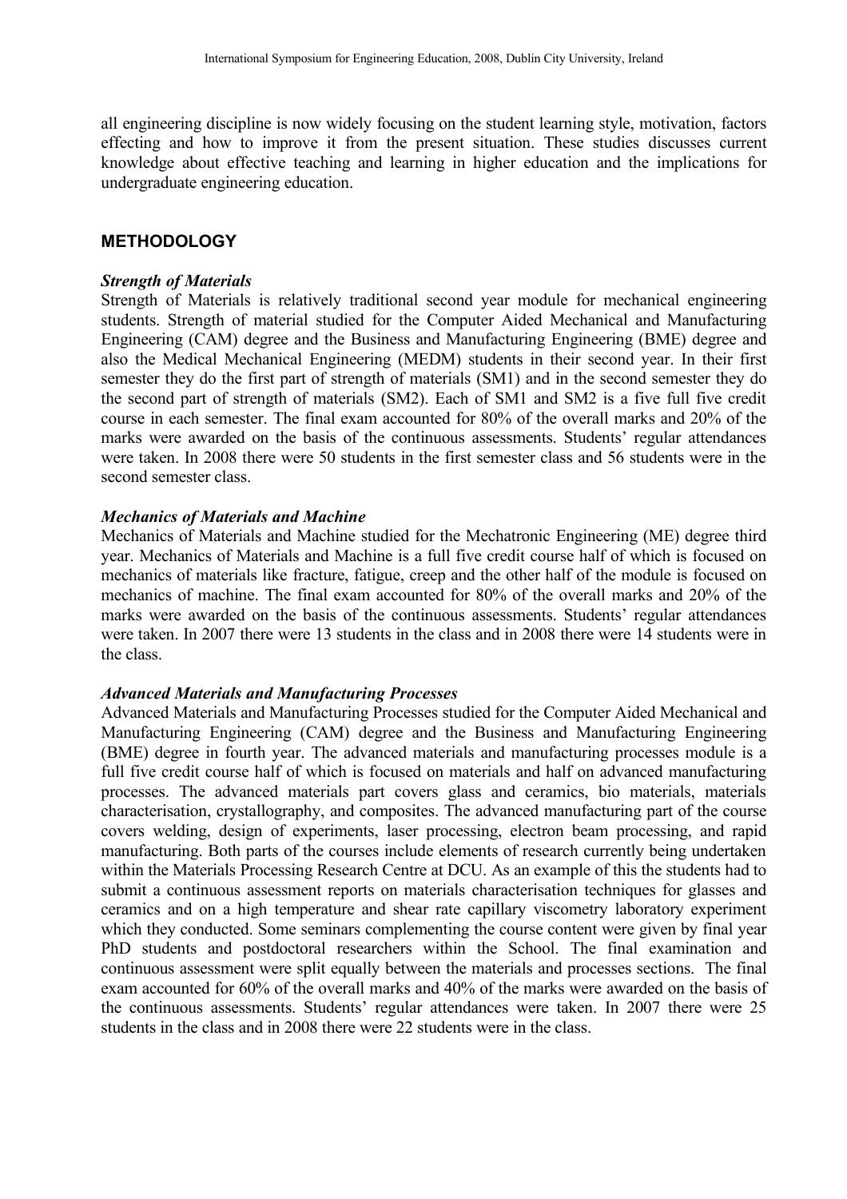all engineering discipline is now widely focusing on the student learning style, motivation, factors effecting and how to improve it from the present situation. These studies discusses current knowledge about effective teaching and learning in higher education and the implications for undergraduate engineering education.

## METHODOLOGY

### *Strength of Materials*

Strength of Materials is relatively traditional second year module for mechanical engineering students. Strength of material studied for the Computer Aided Mechanical and Manufacturing Engineering (CAM) degree and the Business and Manufacturing Engineering (BME) degree and also the Medical Mechanical Engineering (MEDM) students in their second year. In their first semester they do the first part of strength of materials (SM1) and in the second semester they do the second part of strength of materials (SM2). Each of SM1 and SM2 is a five full five credit course in each semester. The final exam accounted for 80% of the overall marks and 20% of the marks were awarded on the basis of the continuous assessments. Students' regular attendances were taken. In 2008 there were 50 students in the first semester class and 56 students were in the second semester class.

### *Mechanics of Materials and Machine*

Mechanics of Materials and Machine studied for the Mechatronic Engineering (ME) degree third year. Mechanics of Materials and Machine is a full five credit course half of which is focused on mechanics of materials like fracture, fatigue, creep and the other half of the module is focused on mechanics of machine. The final exam accounted for 80% of the overall marks and 20% of the marks were awarded on the basis of the continuous assessments. Students' regular attendances were taken. In 2007 there were 13 students in the class and in 2008 there were 14 students were in the class.

### *Advanced Materials and Manufacturing Processes*

Advanced Materials and Manufacturing Processes studied for the Computer Aided Mechanical and Manufacturing Engineering (CAM) degree and the Business and Manufacturing Engineering (BME) degree in fourth year. The advanced materials and manufacturing processes module is a full five credit course half of which is focused on materials and half on advanced manufacturing processes. The advanced materials part covers glass and ceramics, bio materials, materials characterisation, crystallography, and composites. The advanced manufacturing part of the course covers welding, design of experiments, laser processing, electron beam processing, and rapid manufacturing. Both parts of the courses include elements of research currently being undertaken within the Materials Processing Research Centre at DCU. As an example of this the students had to submit a continuous assessment reports on materials characterisation techniques for glasses and ceramics and on a high temperature and shear rate capillary viscometry laboratory experiment which they conducted. Some seminars complementing the course content were given by final year PhD students and postdoctoral researchers within the School. The final examination and continuous assessment were split equally between the materials and processes sections. The final exam accounted for 60% of the overall marks and 40% of the marks were awarded on the basis of the continuous assessments. Students' regular attendances were taken. In 2007 there were 25 students in the class and in 2008 there were 22 students were in the class.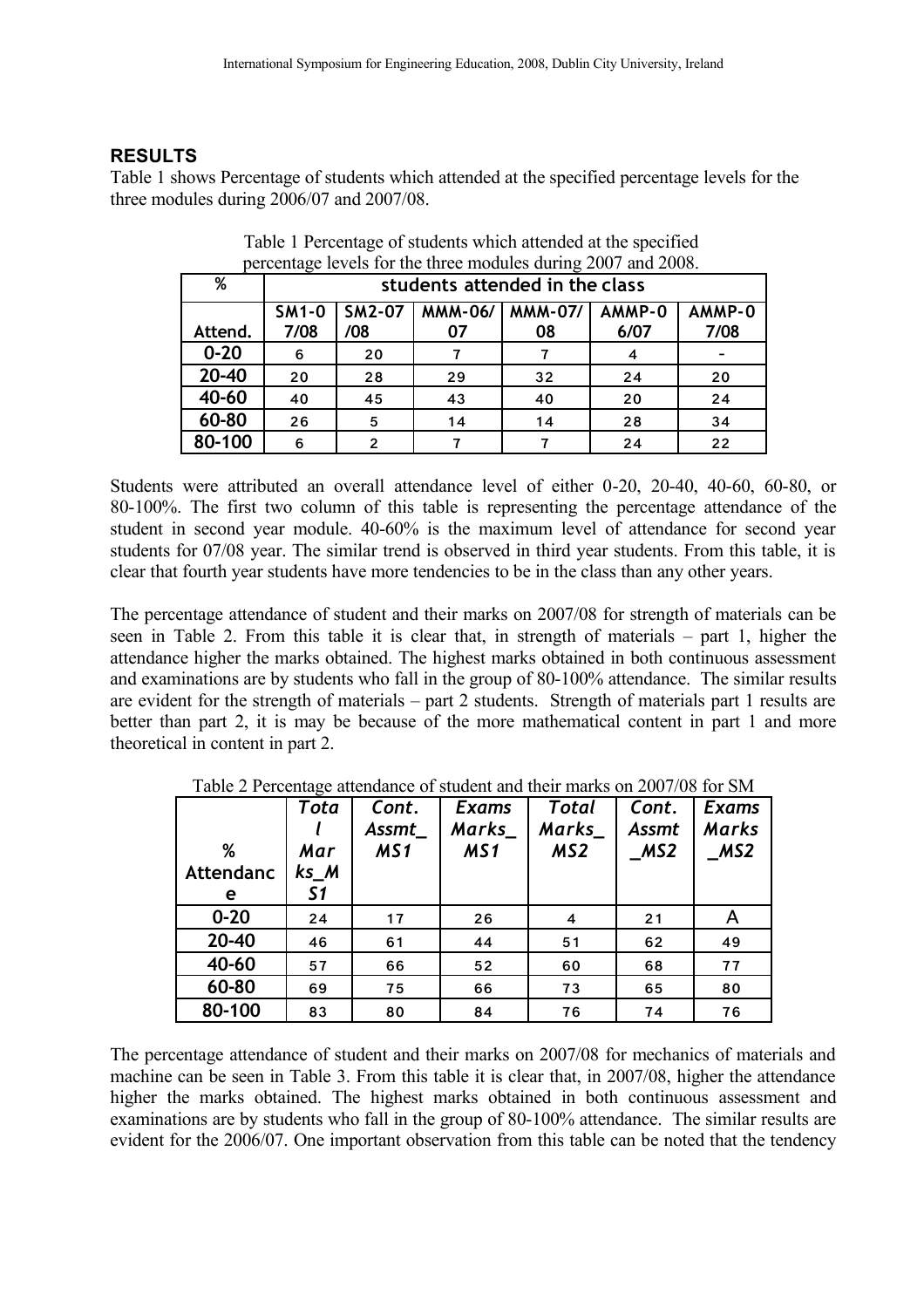## RESULTS

Table 1 shows Percentage of students which attended at the specified percentage levels for the three modules during 2006/07 and 2007/08.

Table 1 Percentage of students which attended at the specified percentage levels for the three modules during 2007 and 2008.

| % | students attended in the class | | | | | |
|---|---|---|---|---|---|---|
| Attend. | SM1-07/08 | SM2-07/08 | MMM-06/07 | MMM-07/08 | AMMP-06/07 | AMMP-07/08 |
| 0-20 | 6 | 20 | 7 | 7 | 4 | - |
| 20-40 | 20 | 28 | 29 | 32 | 24 | 20 |
| 40-60 | 40 | 45 | 43 | 40 | 20 | 24 |
| 60-80 | 26 | 5 | 14 | 14 | 28 | 34 |
| 80-100 | 6 | 2 | 7 | 7 | 24 | 22 |

Students were attributed an overall attendance level of either 0-20, 20-40, 40-60, 60-80, or 80-100%. The first two column of this table is representing the percentage attendance of the student in second year module. 40-60% is the maximum level of attendance for second year students for 07/08 year. The similar trend is observed in third year students. From this table, it is clear that fourth year students have more tendencies to be in the class than any other years.

The percentage attendance of student and their marks on 2007/08 for strength of materials can be seen in Table 2. From this table it is clear that, in strength of materials – part 1, higher the attendance higher the marks obtained. The highest marks obtained in both continuous assessment and examinations are by students who fall in the group of 80-100% attendance. The similar results are evident for the strength of materials – part 2 students. Strength of materials part 1 results are better than part 2, it is may be because of the more mathematical content in part 1 and more theoretical in content in part 2.

Table 2 Percentage attendance of student and their marks on 2007/08 for SM

| % Attendance | *Total Marks_MS1* | *Cont. Assmt_MS1* | *Exams Marks_MS1* | *Total Marks_MS2* | *Cont. Assmt_MS2* | *Exams Marks_MS2* |
|---|---|---|---|---|---|---|
| 0-20 | 24 | 17 | 26 | 4 | 21 | A |
| 20-40 | 46 | 61 | 44 | 51 | 62 | 49 |
| 40-60 | 57 | 66 | 52 | 60 | 68 | 77 |
| 60-80 | 69 | 75 | 66 | 73 | 65 | 80 |
| 80-100 | 83 | 80 | 84 | 76 | 74 | 76 |

The percentage attendance of student and their marks on 2007/08 for mechanics of materials and machine can be seen in Table 3. From this table it is clear that, in 2007/08, higher the attendance higher the marks obtained. The highest marks obtained in both continuous assessment and examinations are by students who fall in the group of 80-100% attendance. The similar results are evident for the 2006/07. One important observation from this table can be noted that the tendency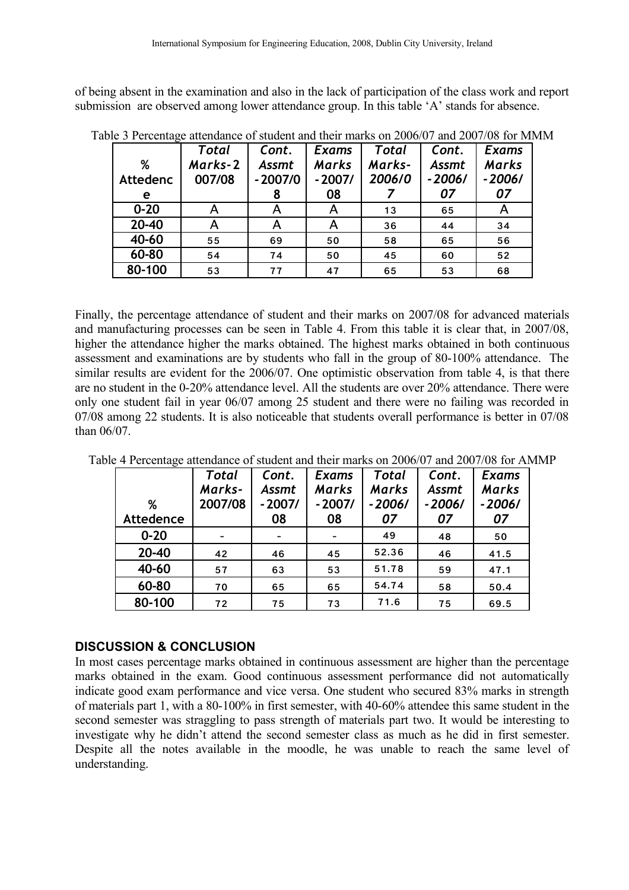of being absent in the examination and also in the lack of participation of the class work and report submission are observed among lower attendance group. In this table 'A' stands for absence.

Table 3 Percentage attendance of student and their marks on 2006/07 and 2007/08 for MMM

| % Attedence | Total Marks-2007/08 | Cont. Assmt -2007/08 | Exams Marks -2007/08 | Total Marks-2006/07 | Cont. Assmt -2006/07 | Exams Marks -2006/07 |
|---|---|---|---|---|---|---|
| 0-20 | A | A | A | 13 | 65 | A |
| 20-40 | A | A | A | 36 | 44 | 34 |
| 40-60 | 55 | 69 | 50 | 58 | 65 | 56 |
| 60-80 | 54 | 74 | 50 | 45 | 60 | 52 |
| 80-100 | 53 | 77 | 47 | 65 | 53 | 68 |

Finally, the percentage attendance of student and their marks on 2007/08 for advanced materials and manufacturing processes can be seen in Table 4. From this table it is clear that, in 2007/08, higher the attendance higher the marks obtained. The highest marks obtained in both continuous assessment and examinations are by students who fall in the group of 80-100% attendance. The similar results are evident for the 2006/07. One optimistic observation from table 4, is that there are no student in the 0-20% attendance level. All the students are over 20% attendance. There were only one student fail in year 06/07 among 25 student and there were no failing was recorded in 07/08 among 22 students. It is also noticeable that students overall performance is better in 07/08 than 06/07.

Table 4 Percentage attendance of student and their marks on 2006/07 and 2007/08 for AMMP

| % Attedence | Total Marks-2007/08 | Cont. Assmt -2007/08 | Exams Marks -2007/08 | Total Marks -2006/07 | Cont. Assmt -2006/07 | Exams Marks -2006/07 |
|---|---|---|---|---|---|---|
| 0-20 | - | - | - | 49 | 48 | 50 |
| 20-40 | 42 | 46 | 45 | 52.36 | 46 | 41.5 |
| 40-60 | 57 | 63 | 53 | 51.78 | 59 | 47.1 |
| 60-80 | 70 | 65 | 65 | 54.74 | 58 | 50.4 |
| 80-100 | 72 | 75 | 73 | 71.6 | 75 | 69.5 |

## DISCUSSION & CONCLUSION

In most cases percentage marks obtained in continuous assessment are higher than the percentage marks obtained in the exam. Good continuous assessment performance did not automatically indicate good exam performance and vice versa. One student who secured 83% marks in strength of materials part 1, with a 80-100% in first semester, with 40-60% attendee this same student in the second semester was straggling to pass strength of materials part two. It would be interesting to investigate why he didn't attend the second semester class as much as he did in first semester. Despite all the notes available in the moodle, he was unable to reach the same level of understanding.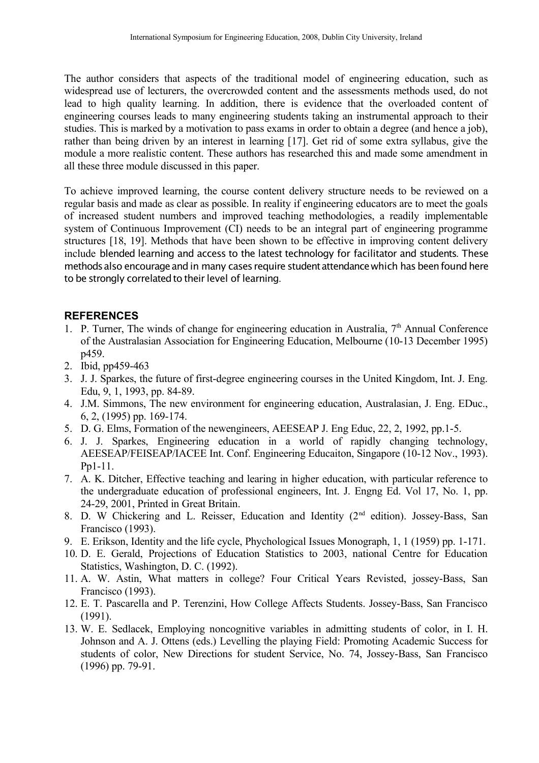The author considers that aspects of the traditional model of engineering education, such as widespread use of lecturers, the overcrowded content and the assessments methods used, do not lead to high quality learning. In addition, there is evidence that the overloaded content of engineering courses leads to many engineering students taking an instrumental approach to their studies. This is marked by a motivation to pass exams in order to obtain a degree (and hence a job), rather than being driven by an interest in learning [17]. Get rid of some extra syllabus, give the module a more realistic content. These authors has researched this and made some amendment in all these three module discussed in this paper.

To achieve improved learning, the course content delivery structure needs to be reviewed on a regular basis and made as clear as possible. In reality if engineering educators are to meet the goals of increased student numbers and improved teaching methodologies, a readily implementable system of Continuous Improvement (CI) needs to be an integral part of engineering programme structures [18, 19]. Methods that have been shown to be effective in improving content delivery include blended learning and access to the latest technology for facilitator and students. These methods also encourage and in many cases require student attendance which has been found here to be strongly correlated to their level of learning.

## REFERENCES

1. P. Turner, The winds of change for engineering education in Australia, 7th Annual Conference of the Australasian Association for Engineering Education, Melbourne (10-13 December 1995) p459.
2. Ibid, pp459-463
3. J. J. Sparkes, the future of first-degree engineering courses in the United Kingdom, Int. J. Eng. Edu, 9, 1, 1993, pp. 84-89.
4. J.M. Simmons, The new environment for engineering education, Australasian, J. Eng. EDuc., 6, 2, (1995) pp. 169-174.
5. D. G. Elms, Formation of the newengineers, AEESEAP J. Eng Educ, 22, 2, 1992, pp.1-5.
6. J. J. Sparkes, Engineering education in a world of rapidly changing technology, AEESEAP/FEISEAP/IACEE Int. Conf. Engineering Educaiton, Singapore (10-12 Nov., 1993). Pp1-11.
7. A. K. Ditcher, Effective teaching and learing in higher education, with particular reference to the undergraduate education of professional engineers, Int. J. Engng Ed. Vol 17, No. 1, pp. 24-29, 2001, Printed in Great Britain.
8. D. W Chickering and L. Reisser, Education and Identity (2nd edition). Jossey-Bass, San Francisco (1993).
9. E. Erikson, Identity and the life cycle, Phychological Issues Monograph, 1, 1 (1959) pp. 1-171.
10. D. E. Gerald, Projections of Education Statistics to 2003, national Centre for Education Statistics, Washington, D. C. (1992).
11. A. W. Astin, What matters in college? Four Critical Years Revisted, jossey-Bass, San Francisco (1993).
12. E. T. Pascarella and P. Terenzini, How College Affects Students. Jossey-Bass, San Francisco (1991).
13. W. E. Sedlacek, Employing noncognitive variables in admitting students of color, in I. H. Johnson and A. J. Ottens (eds.) Levelling the playing Field: Promoting Academic Success for students of color, New Directions for student Service, No. 74, Jossey-Bass, San Francisco (1996) pp. 79-91.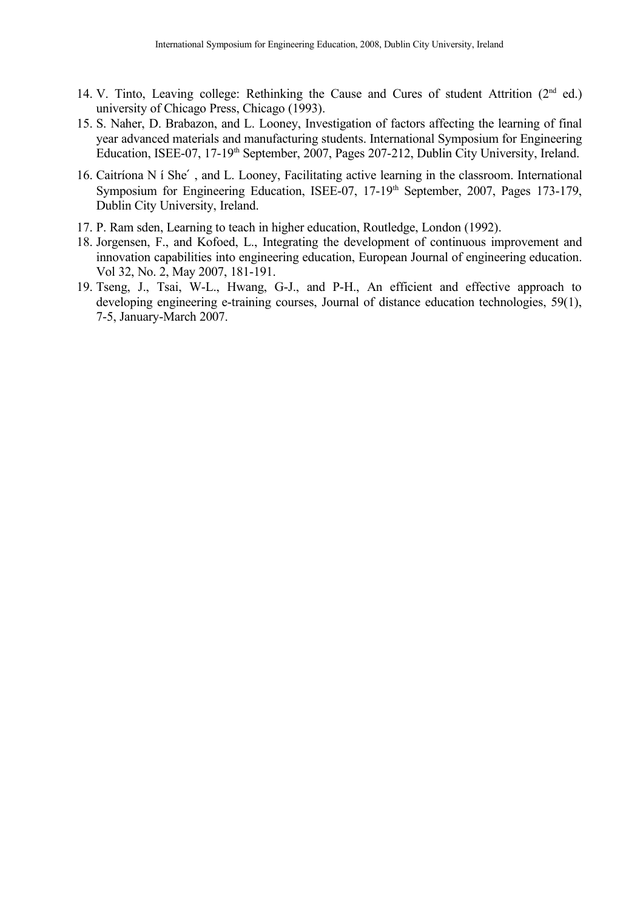14. V. Tinto, Leaving college: Rethinking the Cause and Cures of student Attrition (2nd ed.) university of Chicago Press, Chicago (1993).
15. S. Naher, D. Brabazon, and L. Looney, Investigation of factors affecting the learning of final year advanced materials and manufacturing students. International Symposium for Engineering Education, ISEE-07, 17-19th September, 2007, Pages 207-212, Dublin City University, Ireland.
16. Caitríona N í She´ , and L. Looney, Facilitating active learning in the classroom. International Symposium for Engineering Education, ISEE-07, 17-19th September, 2007, Pages 173-179, Dublin City University, Ireland.
17. P. Ram sden, Learning to teach in higher education, Routledge, London (1992).
18. Jorgensen, F., and Kofoed, L., Integrating the development of continuous improvement and innovation capabilities into engineering education, European Journal of engineering education. Vol 32, No. 2, May 2007, 181-191.
19. Tseng, J., Tsai, W-L., Hwang, G-J., and P-H., An efficient and effective approach to developing engineering e-training courses, Journal of distance education technologies, 59(1), 7-5, January-March 2007.